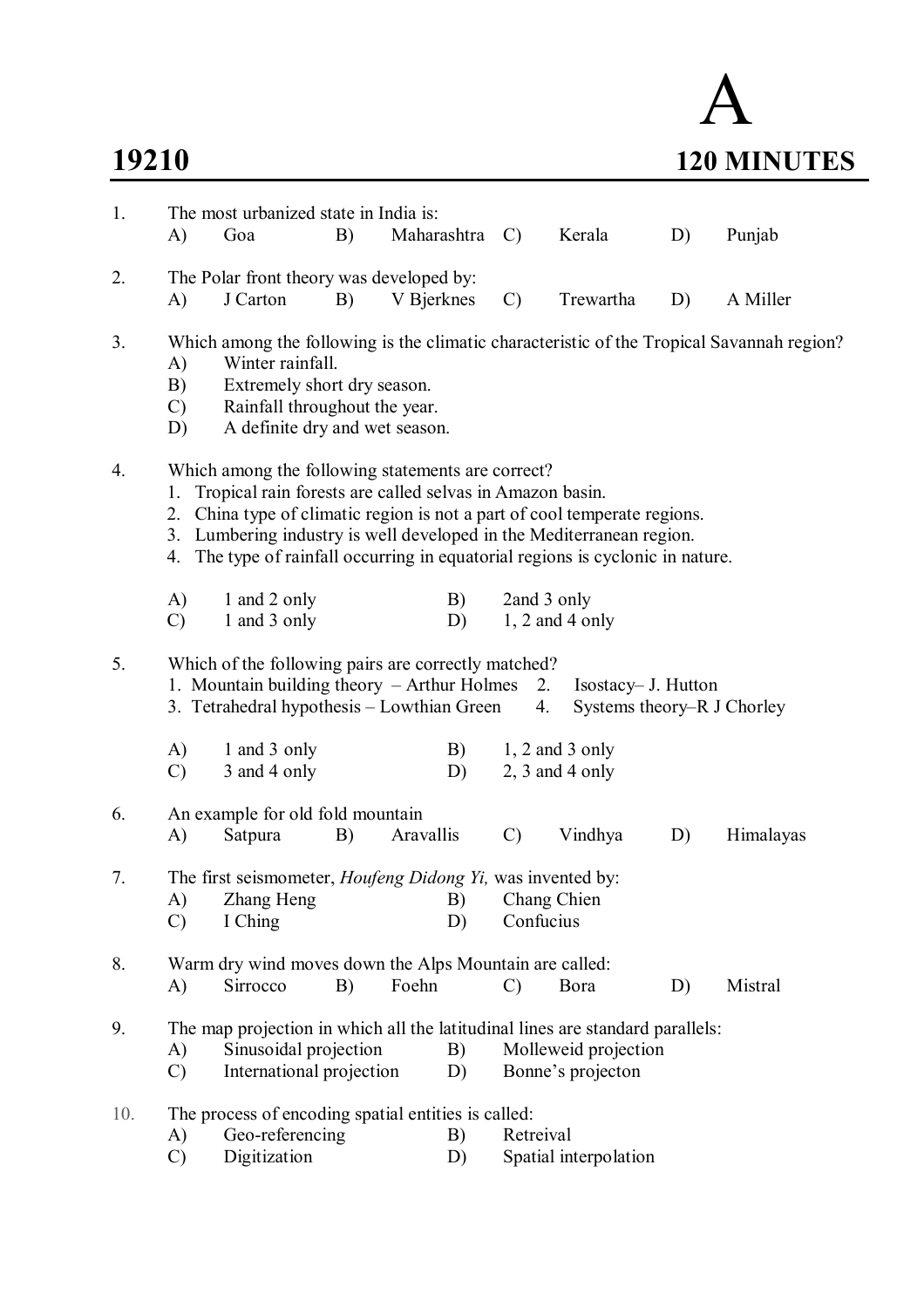# A

**19210** **120 MINUTES**

1. The most urbanized state in India is:
   A) Goa B) Maharashtra C) Kerala D) Punjab

2. The Polar front theory was developed by:
   A) J Carton B) V Bjerknes C) Trewartha D) A Miller

3. Which among the following is the climatic characteristic of the Tropical Savannah region?
   A) Winter rainfall.
   B) Extremely short dry season.
   C) Rainfall throughout the year.
   D) A definite dry and wet season.

4. Which among the following statements are correct?
   1. Tropical rain forests are called selvas in Amazon basin.
   2. China type of climatic region is not a part of cool temperate regions.
   3. Lumbering industry is well developed in the Mediterranean region.
   4. The type of rainfall occurring in equatorial regions is cyclonic in nature.

   A) 1 and 2 only B) 2and 3 only
   C) 1 and 3 only D) 1, 2 and 4 only

5. Which of the following pairs are correctly matched?
   1. Mountain building theory – Arthur Holmes 2. Isostacy– J. Hutton
   3. Tetrahedral hypothesis – Lowthian Green 4. Systems theory–R J Chorley

   A) 1 and 3 only B) 1, 2 and 3 only
   C) 3 and 4 only D) 2, 3 and 4 only

6. An example for old fold mountain
   A) Satpura B) Aravallis C) Vindhya D) Himalayas

7. The first seismometer, *Houfeng Didong Yi,* was invented by:
   A) Zhang Heng B) Chang Chien
   C) I Ching D) Confucius

8. Warm dry wind moves down the Alps Mountain are called:
   A) Sirrocco B) Foehn C) Bora D) Mistral

9. The map projection in which all the latitudinal lines are standard parallels:
   A) Sinusoidal projection B) Molleweid projection
   C) International projection D) Bonne's projecton

10. The process of encoding spatial entities is called:
    A) Geo-referencing B) Retreival
    C) Digitization D) Spatial interpolation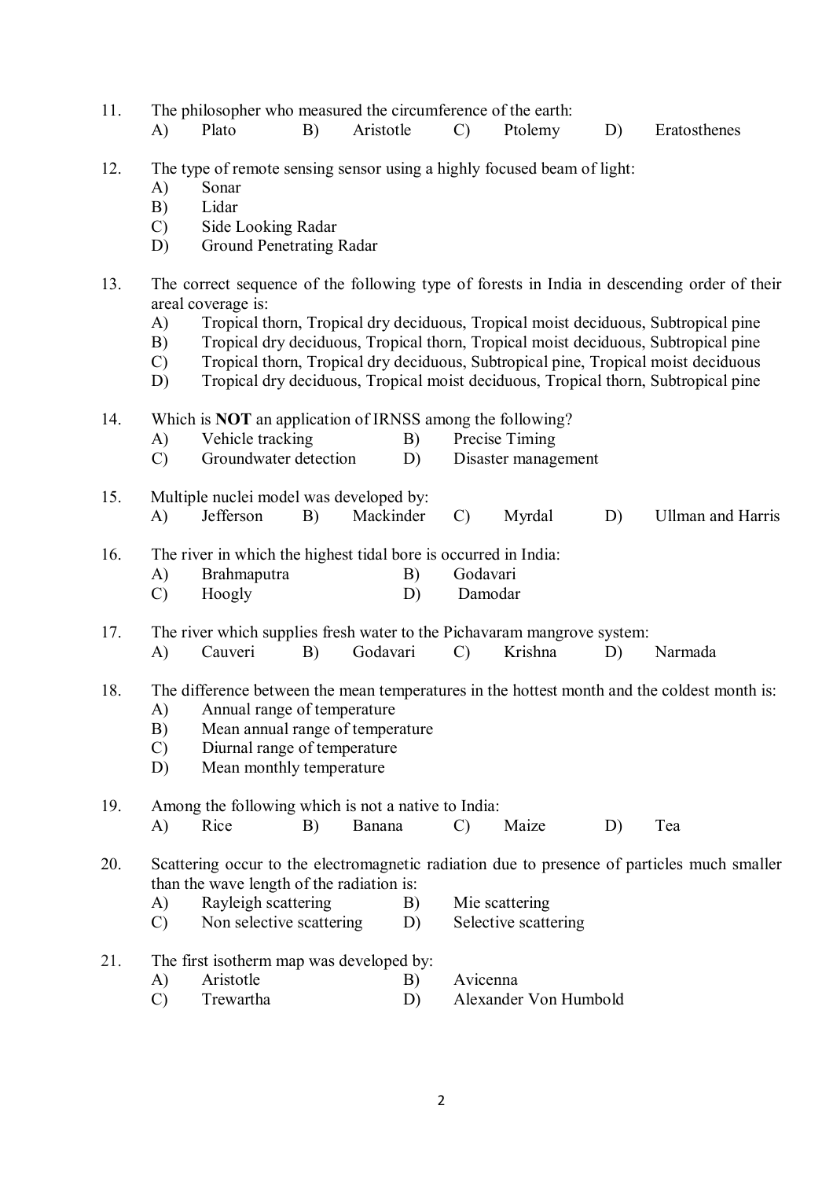11. The philosopher who measured the circumference of the earth:
    A) Plato B) Aristotle C) Ptolemy D) Eratosthenes

12. The type of remote sensing sensor using a highly focused beam of light:
    A) Sonar
    B) Lidar
    C) Side Looking Radar
    D) Ground Penetrating Radar

13. The correct sequence of the following type of forests in India in descending order of their areal coverage is:
    A) Tropical thorn, Tropical dry deciduous, Tropical moist deciduous, Subtropical pine
    B) Tropical dry deciduous, Tropical thorn, Tropical moist deciduous, Subtropical pine
    C) Tropical thorn, Tropical dry deciduous, Subtropical pine, Tropical moist deciduous
    D) Tropical dry deciduous, Tropical moist deciduous, Tropical thorn, Subtropical pine

14. Which is **NOT** an application of IRNSS among the following?
    A) Vehicle tracking B) Precise Timing
    C) Groundwater detection D) Disaster management

15. Multiple nuclei model was developed by:
    A) Jefferson B) Mackinder C) Myrdal D) Ullman and Harris

16. The river in which the highest tidal bore is occurred in India:
    A) Brahmaputra B) Godavari
    C) Hoogly D) Damodar

17. The river which supplies fresh water to the Pichavaram mangrove system:
    A) Cauveri B) Godavari C) Krishna D) Narmada

18. The difference between the mean temperatures in the hottest month and the coldest month is:
    A) Annual range of temperature
    B) Mean annual range of temperature
    C) Diurnal range of temperature
    D) Mean monthly temperature

19. Among the following which is not a native to India:
    A) Rice B) Banana C) Maize D) Tea

20. Scattering occur to the electromagnetic radiation due to presence of particles much smaller than the wave length of the radiation is:
    A) Rayleigh scattering B) Mie scattering
    C) Non selective scattering D) Selective scattering

21. The first isotherm map was developed by:
    A) Aristotle B) Avicenna
    C) Trewartha D) Alexander Von Humbold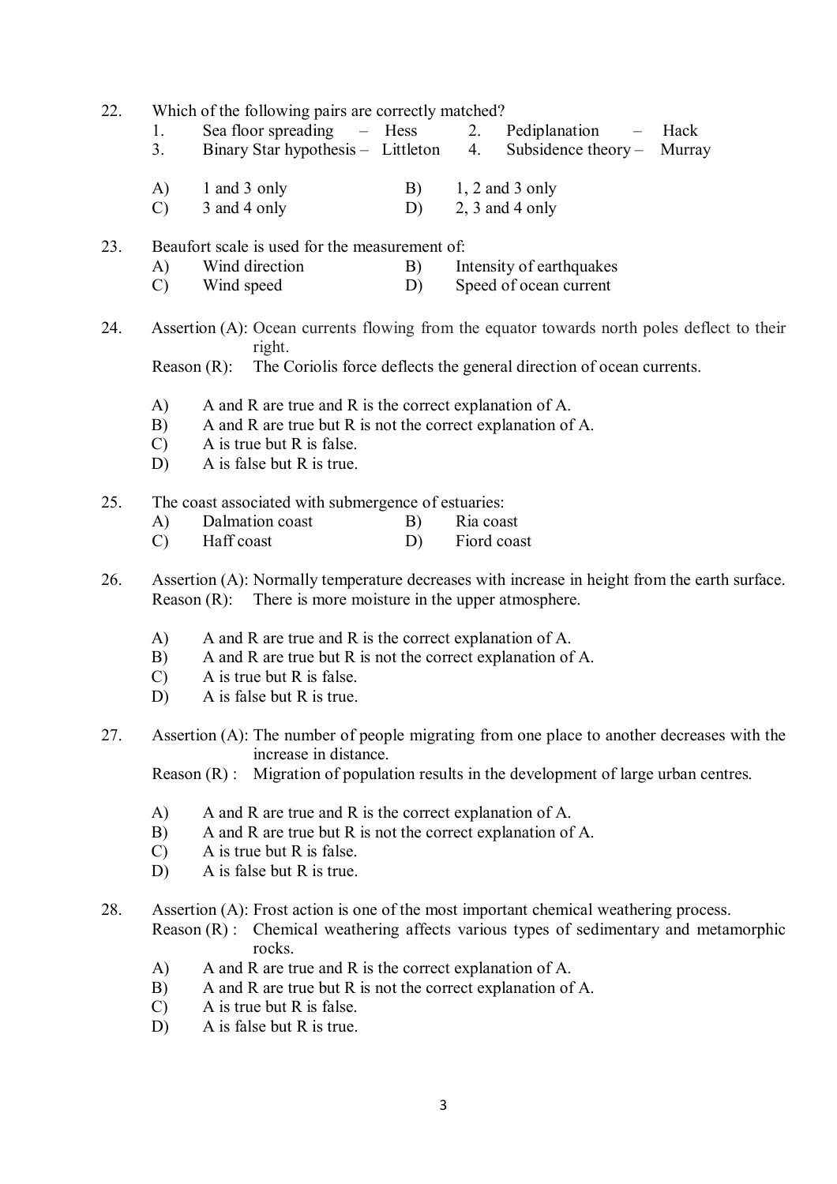22. Which of the following pairs are correctly matched?

    1. Sea floor spreading – Hess
    2. Pediplanation – Hack
    3. Binary Star hypothesis – Littleton
    4. Subsidence theory – Murray

    A) 1 and 3 only
    B) 1, 2 and 3 only
    C) 3 and 4 only
    D) 2, 3 and 4 only

23. Beaufort scale is used for the measurement of:

    A) Wind direction
    B) Intensity of earthquakes
    C) Wind speed
    D) Speed of ocean current

24. Assertion (A): Ocean currents flowing from the equator towards north poles deflect to their right.

    Reason (R): The Coriolis force deflects the general direction of ocean currents.

    A) A and R are true and R is the correct explanation of A.
    B) A and R are true but R is not the correct explanation of A.
    C) A is true but R is false.
    D) A is false but R is true.

25. The coast associated with submergence of estuaries:

    A) Dalmation coast
    B) Ria coast
    C) Haff coast
    D) Fiord coast

26. Assertion (A): Normally temperature decreases with increase in height from the earth surface.

    Reason (R): There is more moisture in the upper atmosphere.

    A) A and R are true and R is the correct explanation of A.
    B) A and R are true but R is not the correct explanation of A.
    C) A is true but R is false.
    D) A is false but R is true.

27. Assertion (A): The number of people migrating from one place to another decreases with the increase in distance.

    Reason (R) : Migration of population results in the development of large urban centres.

    A) A and R are true and R is the correct explanation of A.
    B) A and R are true but R is not the correct explanation of A.
    C) A is true but R is false.
    D) A is false but R is true.

28. Assertion (A): Frost action is one of the most important chemical weathering process.

    Reason (R) : Chemical weathering affects various types of sedimentary and metamorphic rocks.

    A) A and R are true and R is the correct explanation of A.
    B) A and R are true but R is not the correct explanation of A.
    C) A is true but R is false.
    D) A is false but R is true.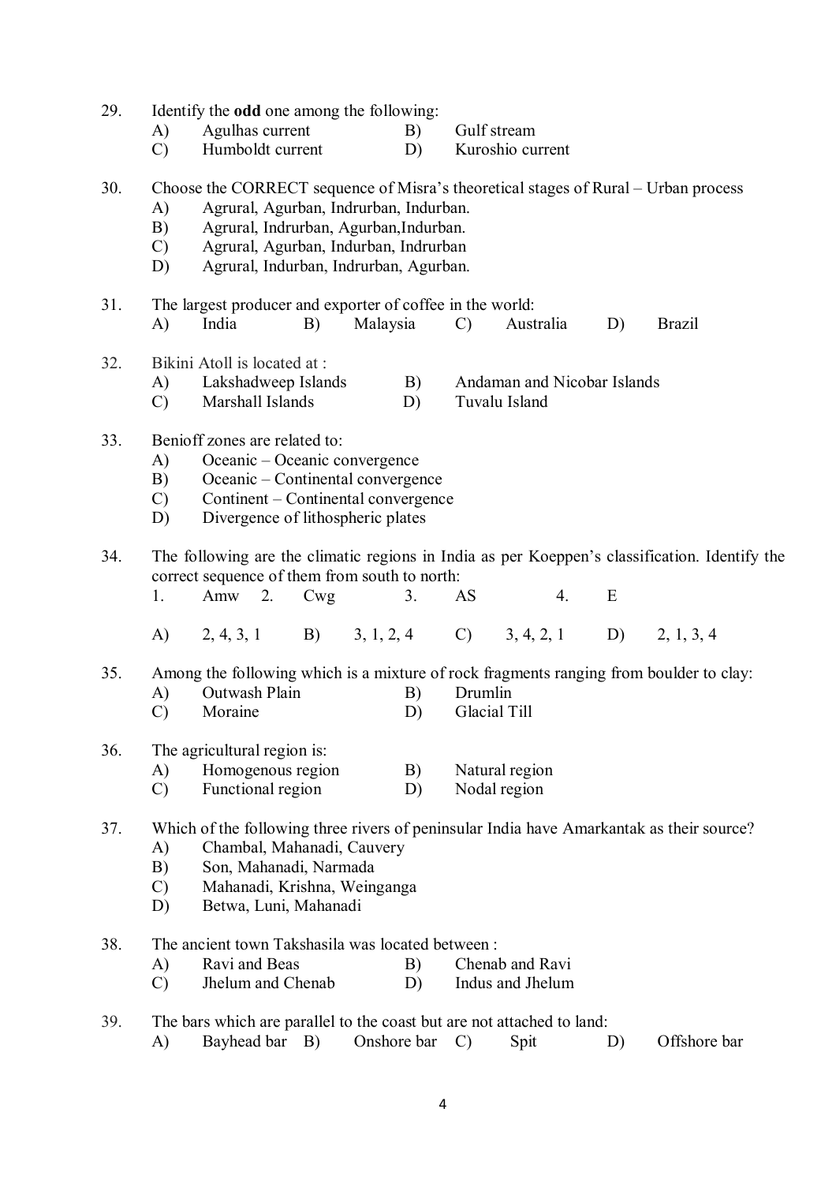29. Identify the **odd** one among the following:
    A) Agulhas current  B) Gulf stream
    C) Humboldt current  D) Kuroshio current

30. Choose the CORRECT sequence of Misra's theoretical stages of Rural – Urban process
    A) Agrural, Agurban, Indrurban, Indurban.
    B) Agrural, Indrurban, Agurban,Indurban.
    C) Agrural, Agurban, Indurban, Indrurban
    D) Agrural, Indurban, Indrurban, Agurban.

31. The largest producer and exporter of coffee in the world:
    A) India  B) Malaysia  C) Australia  D) Brazil

32. Bikini Atoll is located at :
    A) Lakshadweep Islands  B) Andaman and Nicobar Islands
    C) Marshall Islands  D) Tuvalu Island

33. Benioff zones are related to:
    A) Oceanic – Oceanic convergence
    B) Oceanic – Continental convergence
    C) Continent – Continental convergence
    D) Divergence of lithospheric plates

34. The following are the climatic regions in India as per Koeppen's classification. Identify the correct sequence of them from south to north:
    1. Amw  2. Cwg  3. AS  4. E

    A) 2, 4, 3, 1  B) 3, 1, 2, 4  C) 3, 4, 2, 1  D) 2, 1, 3, 4

35. Among the following which is a mixture of rock fragments ranging from boulder to clay:
    A) Outwash Plain  B) Drumlin
    C) Moraine  D) Glacial Till

36. The agricultural region is:
    A) Homogenous region  B) Natural region
    C) Functional region  D) Nodal region

37. Which of the following three rivers of peninsular India have Amarkantak as their source?
    A) Chambal, Mahanadi, Cauvery
    B) Son, Mahanadi, Narmada
    C) Mahanadi, Krishna, Weinganga
    D) Betwa, Luni, Mahanadi

38. The ancient town Takshasila was located between :
    A) Ravi and Beas  B) Chenab and Ravi
    C) Jhelum and Chenab  D) Indus and Jhelum

39. The bars which are parallel to the coast but are not attached to land:
    A) Bayhead bar  B) Onshore bar  C) Spit  D) Offshore bar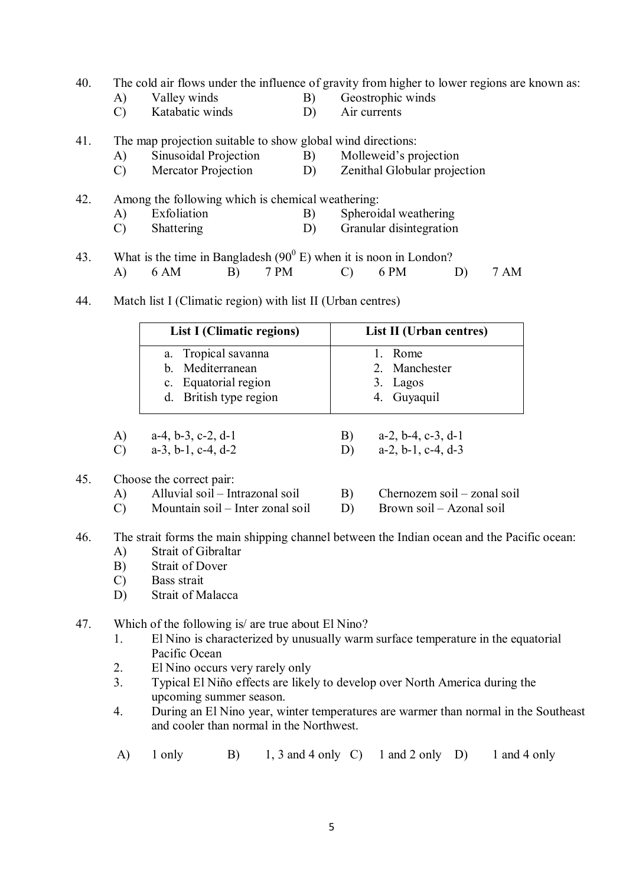40. The cold air flows under the influence of gravity from higher to lower regions are known as:

A) Valley winds  B) Geostrophic winds
C) Katabatic winds  D) Air currents

41. The map projection suitable to show global wind directions:

A) Sinusoidal Projection  B) Molleweid's projection
C) Mercator Projection  D) Zenithal Globular projection

42. Among the following which is chemical weathering:

A) Exfoliation  B) Spheroidal weathering
C) Shattering  D) Granular disintegration

43. What is the time in Bangladesh ($90^0$ E) when it is noon in London?

A) 6 AM  B) 7 PM  C) 6 PM  D) 7 AM

44. Match list I (Climatic region) with list II (Urban centres)

| List I (Climatic regions) | List II (Urban centres) |
|---|---|
| a. Tropical savanna<br>b. Mediterranean<br>c. Equatorial region<br>d. British type region | 1. Rome<br>2. Manchester<br>3. Lagos<br>4. Guyaquil |

A) a-4, b-3, c-2, d-1  B) a-2, b-4, c-3, d-1
C) a-3, b-1, c-4, d-2  D) a-2, b-1, c-4, d-3

45. Choose the correct pair:

A) Alluvial soil – Intrazonal soil  B) Chernozem soil – zonal soil
C) Mountain soil – Inter zonal soil  D) Brown soil – Azonal soil

46. The strait forms the main shipping channel between the Indian ocean and the Pacific ocean:

A) Strait of Gibraltar
B) Strait of Dover
C) Bass strait
D) Strait of Malacca

47. Which of the following is/ are true about El Nino?

1. El Nino is characterized by unusually warm surface temperature in the equatorial Pacific Ocean
2. El Nino occurs very rarely only
3. Typical El Niño effects are likely to develop over North America during the upcoming summer season.
4. During an El Nino year, winter temperatures are warmer than normal in the Southeast and cooler than normal in the Northwest.

A) 1 only  B) 1, 3 and 4 only  C) 1 and 2 only  D) 1 and 4 only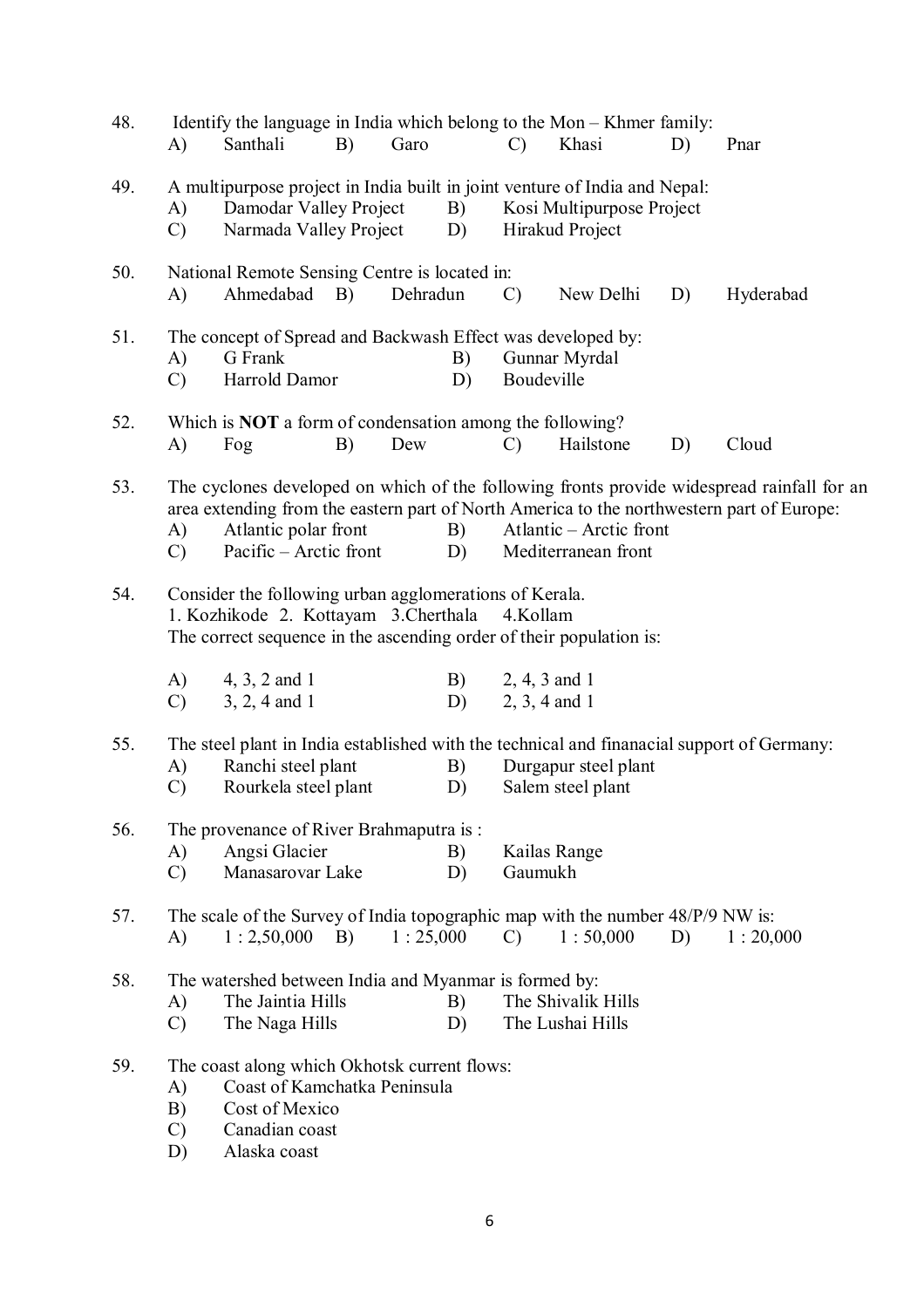48. Identify the language in India which belong to the Mon – Khmer family:

A) Santhali B) Garo C) Khasi D) Pnar

49. A multipurpose project in India built in joint venture of India and Nepal:

A) Damodar Valley Project B) Kosi Multipurpose Project
C) Narmada Valley Project D) Hirakud Project

50. National Remote Sensing Centre is located in:

A) Ahmedabad B) Dehradun C) New Delhi D) Hyderabad

51. The concept of Spread and Backwash Effect was developed by:

A) G Frank B) Gunnar Myrdal
C) Harrold Damor D) Boudeville

52. Which is **NOT** a form of condensation among the following?

A) Fog B) Dew C) Hailstone D) Cloud

53. The cyclones developed on which of the following fronts provide widespread rainfall for an area extending from the eastern part of North America to the northwestern part of Europe:

A) Atlantic polar front B) Atlantic – Arctic front
C) Pacific – Arctic front D) Mediterranean front

54. Consider the following urban agglomerations of Kerala.
1. Kozhikode 2. Kottayam 3. Cherthala 4. Kollam
The correct sequence in the ascending order of their population is:

A) 4, 3, 2 and 1 B) 2, 4, 3 and 1
C) 3, 2, 4 and 1 D) 2, 3, 4 and 1

55. The steel plant in India established with the technical and finanacial support of Germany:

A) Ranchi steel plant B) Durgapur steel plant
C) Rourkela steel plant D) Salem steel plant

56. The provenance of River Brahmaputra is :

A) Angsi Glacier B) Kailas Range
C) Manasarovar Lake D) Gaumukh

57. The scale of the Survey of India topographic map with the number 48/P/9 NW is:

A) 1 : 2,50,000 B) 1 : 25,000 C) 1 : 50,000 D) 1 : 20,000

58. The watershed between India and Myanmar is formed by:

A) The Jaintia Hills B) The Shivalik Hills
C) The Naga Hills D) The Lushai Hills

59. The coast along which Okhotsk current flows:

A) Coast of Kamchatka Peninsula
B) Cost of Mexico
C) Canadian coast
D) Alaska coast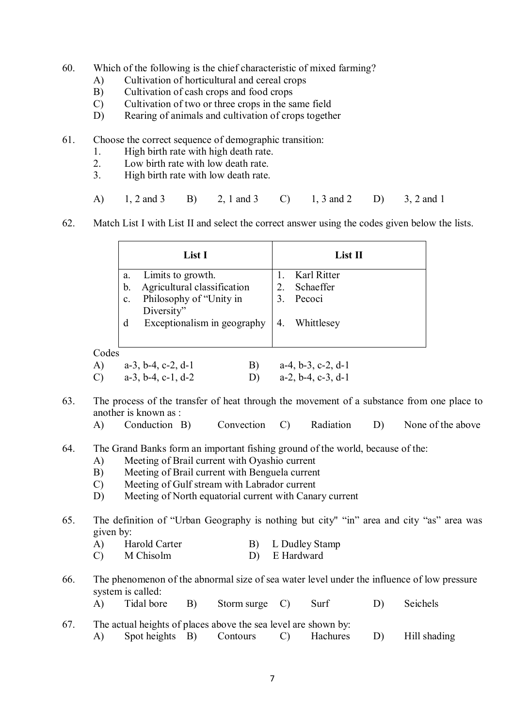60. Which of the following is the chief characteristic of mixed farming?
    A) Cultivation of horticultural and cereal crops
    B) Cultivation of cash crops and food crops
    C) Cultivation of two or three crops in the same field
    D) Rearing of animals and cultivation of crops together

61. Choose the correct sequence of demographic transition:
    1. High birth rate with high death rate.
    2. Low birth rate with low death rate.
    3. High birth rate with low death rate.

    A) 1, 2 and 3 B) 2, 1 and 3 C) 1, 3 and 2 D) 3, 2 and 1

62. Match List I with List II and select the correct answer using the codes given below the lists.

| List I | List II |
|---|---|
| a. Limits to growth. | 1. Karl Ritter |
| b. Agricultural classification | 2. Schaeffer |
| c. Philosophy of "Unity in Diversity" | 3. Pecoci |
| d Exceptionalism in geography | 4. Whittlesey |

Codes
    A) a-3, b-4, c-2, d-1 B) a-4, b-3, c-2, d-1
    C) a-3, b-4, c-1, d-2 D) a-2, b-4, c-3, d-1

63. The process of the transfer of heat through the movement of a substance from one place to another is known as :
    A) Conduction B) Convection C) Radiation D) None of the above

64. The Grand Banks form an important fishing ground of the world, because of the:
    A) Meeting of Brail current with Oyashio current
    B) Meeting of Brail current with Benguela current
    C) Meeting of Gulf stream with Labrador current
    D) Meeting of North equatorial current with Canary current

65. The definition of "Urban Geography is nothing but city" "in" area and city "as" area was given by:
    A) Harold Carter B) L Dudley Stamp
    C) M Chisolm D) E Hardward

66. The phenomenon of the abnormal size of sea water level under the influence of low pressure system is called:
    A) Tidal bore B) Storm surge C) Surf D) Seichels

67. The actual heights of places above the sea level are shown by:
    A) Spot heights B) Contours C) Hachures D) Hill shading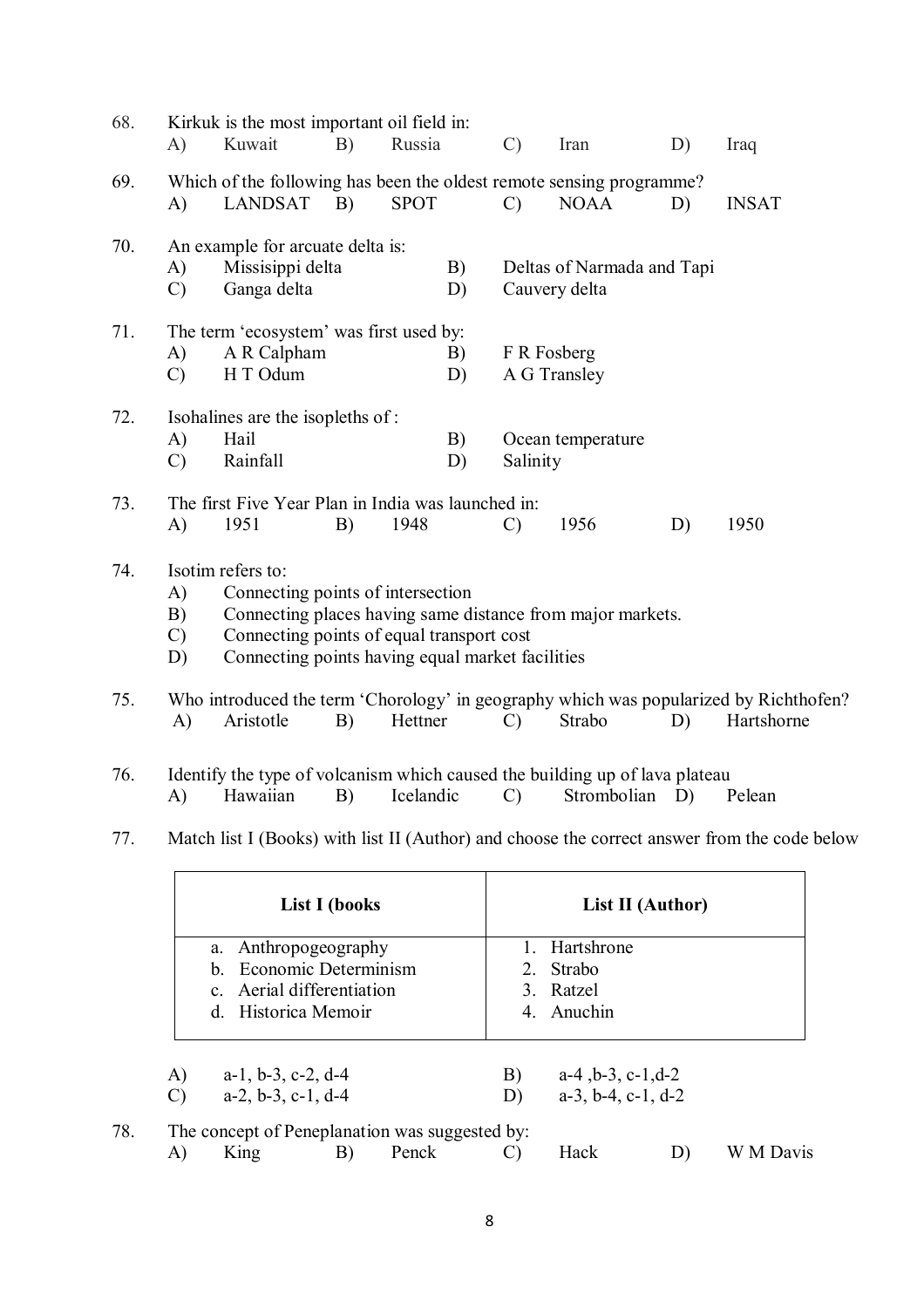68. Kirkuk is the most important oil field in:

A) Kuwait B) Russia C) Iran D) Iraq

69. Which of the following has been the oldest remote sensing programme?

A) LANDSAT B) SPOT C) NOAA D) INSAT

70. An example for arcuate delta is:

A) Missisippi delta B) Deltas of Narmada and Tapi
C) Ganga delta D) Cauvery delta

71. The term 'ecosystem' was first used by:

A) A R Calpham B) F R Fosberg
C) H T Odum D) A G Transley

72. Isohalines are the isopleths of :

A) Hail B) Ocean temperature
C) Rainfall D) Salinity

73. The first Five Year Plan in India was launched in:

A) 1951 B) 1948 C) 1956 D) 1950

74. Isotim refers to:

A) Connecting points of intersection
B) Connecting places having same distance from major markets.
C) Connecting points of equal transport cost
D) Connecting points having equal market facilities

75. Who introduced the term 'Chorology' in geography which was popularized by Richthofen?

A) Aristotle B) Hettner C) Strabo D) Hartshorne

76. Identify the type of volcanism which caused the building up of lava plateau

A) Hawaiian B) Icelandic C) Strombolian D) Pelean

77. Match list I (Books) with list II (Author) and choose the correct answer from the code below

| List I (books | List II (Author) |
|---|---|
| a. Anthropogeography | 1. Hartshrone |
| b. Economic Determinism | 2. Strabo |
| c. Aerial differentiation | 3. Ratzel |
| d. Historica Memoir | 4. Anuchin |

A) a-1, b-3, c-2, d-4 B) a-4 ,b-3, c-1,d-2
C) a-2, b-3, c-1, d-4 D) a-3, b-4, c-1, d-2

78. The concept of Peneplanation was suggested by:

A) King B) Penck C) Hack D) W M Davis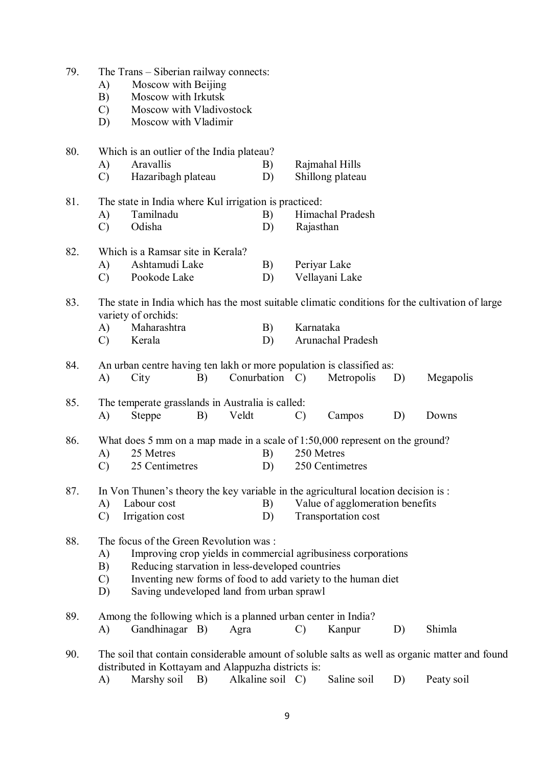79. The Trans – Siberian railway connects:
    - A) Moscow with Beijing
    - B) Moscow with Irkutsk
    - C) Moscow with Vladivostock
    - D) Moscow with Vladimir

80. Which is an outlier of the India plateau?
    - A) Aravallis
    - B) Rajmahal Hills
    - C) Hazaribagh plateau
    - D) Shillong plateau

81. The state in India where Kul irrigation is practiced:
    - A) Tamilnadu
    - B) Himachal Pradesh
    - C) Odisha
    - D) Rajasthan

82. Which is a Ramsar site in Kerala?
    - A) Ashtamudi Lake
    - B) Periyar Lake
    - C) Pookode Lake
    - D) Vellayani Lake

83. The state in India which has the most suitable climatic conditions for the cultivation of large variety of orchids:
    - A) Maharashtra
    - B) Karnataka
    - C) Kerala
    - D) Arunachal Pradesh

84. An urban centre having ten lakh or more population is classified as:
    - A) City
    - B) Conurbation
    - C) Metropolis
    - D) Megapolis

85. The temperate grasslands in Australia is called:
    - A) Steppe
    - B) Veldt
    - C) Campos
    - D) Downs

86. What does 5 mm on a map made in a scale of 1:50,000 represent on the ground?
    - A) 25 Metres
    - B) 250 Metres
    - C) 25 Centimetres
    - D) 250 Centimetres

87. In Von Thunen's theory the key variable in the agricultural location decision is :
    - A) Labour cost
    - B) Value of agglomeration benefits
    - C) Irrigation cost
    - D) Transportation cost

88. The focus of the Green Revolution was :
    - A) Improving crop yields in commercial agribusiness corporations
    - B) Reducing starvation in less-developed countries
    - C) Inventing new forms of food to add variety to the human diet
    - D) Saving undeveloped land from urban sprawl

89. Among the following which is a planned urban center in India?
    - A) Gandhinagar
    - B) Agra
    - C) Kanpur
    - D) Shimla

90. The soil that contain considerable amount of soluble salts as well as organic matter and found distributed in Kottayam and Alappuzha districts is:
    - A) Marshy soil
    - B) Alkaline soil
    - C) Saline soil
    - D) Peaty soil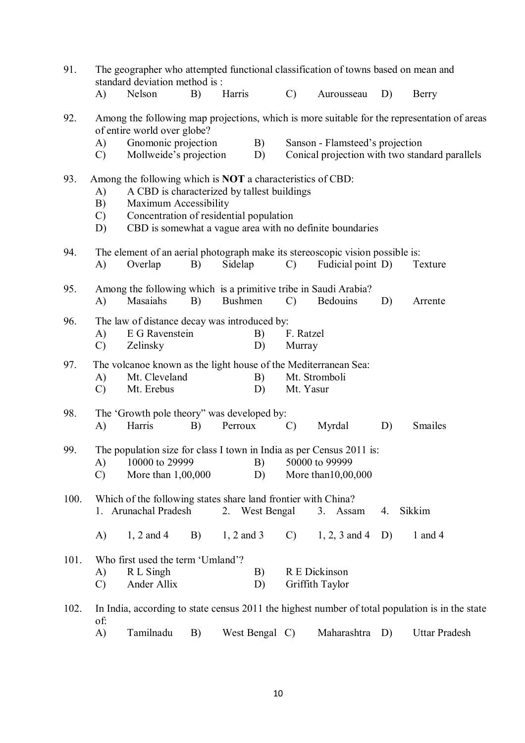91. The geographer who attempted functional classification of towns based on mean and standard deviation method is :
   A) Nelson B) Harris C) Aurousseau D) Berry

92. Among the following map projections, which is more suitable for the representation of areas of entire world over globe?
   A) Gnomonic projection B) Sanson - Flamsteed's projection
   C) Mollweide's projection D) Conical projection with two standard parallels

93. Among the following which is **NOT** a characteristics of CBD:
   A) A CBD is characterized by tallest buildings
   B) Maximum Accessibility
   C) Concentration of residential population
   D) CBD is somewhat a vague area with no definite boundaries

94. The element of an aerial photograph make its stereoscopic vision possible is:
   A) Overlap B) Sidelap C) Fudicial point D) Texture

95. Among the following which is a primitive tribe in Saudi Arabia?
   A) Masaiahs B) Bushmen C) Bedouins D) Arrente

96. The law of distance decay was introduced by:
   A) E G Ravenstein B) F. Ratzel
   C) Zelinsky D) Murray

97. The volcanoe known as the light house of the Mediterranean Sea:
   A) Mt. Cleveland B) Mt. Stromboli
   C) Mt. Erebus D) Mt. Yasur

98. The 'Growth pole theory" was developed by:
   A) Harris B) Perroux C) Myrdal D) Smailes

99. The population size for class I town in India as per Census 2011 is:
   A) 10000 to 29999 B) 50000 to 99999
   C) More than 1,00,000 D) More than10,00,000

100. Which of the following states share land frontier with China?
   1. Arunachal Pradesh 2. West Bengal 3. Assam 4. Sikkim

   A) 1, 2 and 4 B) 1, 2 and 3 C) 1, 2, 3 and 4 D) 1 and 4

101. Who first used the term 'Umland'?
   A) R L Singh B) R E Dickinson
   C) Ander Allix D) Griffith Taylor

102. In India, according to state census 2011 the highest number of total population is in the state of:
   A) Tamilnadu B) West Bengal C) Maharashtra D) Uttar Pradesh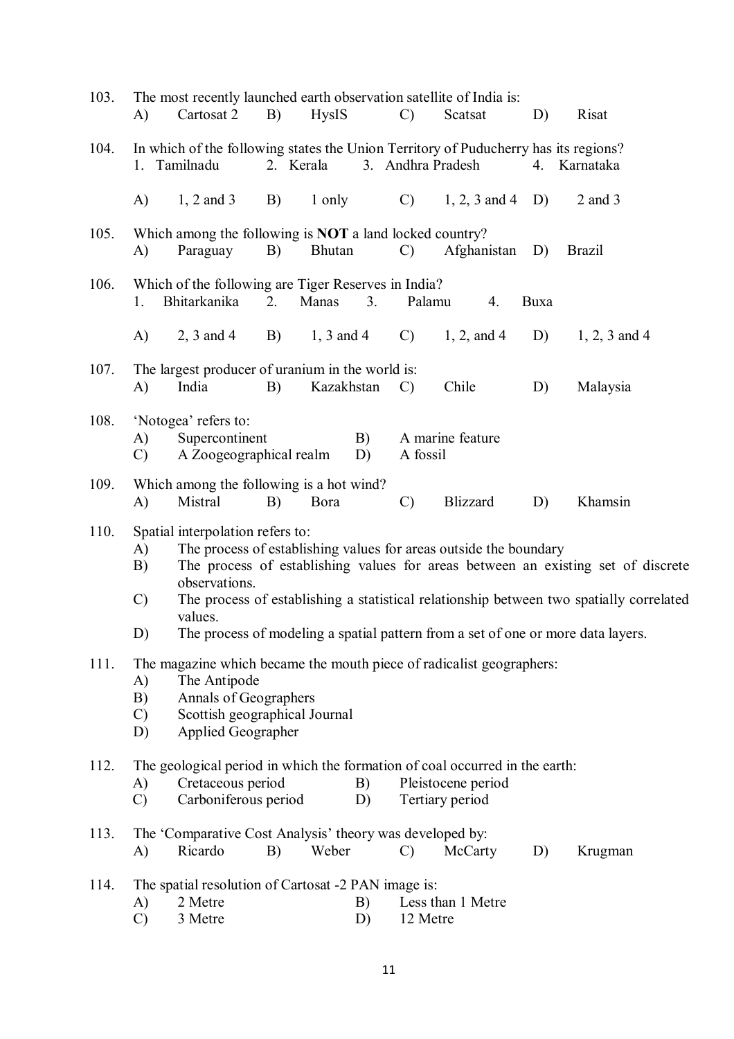103. The most recently launched earth observation satellite of India is:

A) Cartosat 2 B) HysIS C) Scatsat D) Risat

104. In which of the following states the Union Territory of Puducherry has its regions?

1. Tamilnadu 2. Kerala 3. Andhra Pradesh 4. Karnataka

A) 1, 2 and 3 B) 1 only C) 1, 2, 3 and 4 D) 2 and 3

105. Which among the following is **NOT** a land locked country?

A) Paraguay B) Bhutan C) Afghanistan D) Brazil

106. Which of the following are Tiger Reserves in India?

1. Bhitarkanika 2. Manas 3. Palamu 4. Buxa

A) 2, 3 and 4 B) 1, 3 and 4 C) 1, 2, and 4 D) 1, 2, 3 and 4

107. The largest producer of uranium in the world is:

A) India B) Kazakhstan C) Chile D) Malaysia

108. 'Notogea' refers to:

A) Supercontinent B) A marine feature
C) A Zoogeographical realm D) A fossil

109. Which among the following is a hot wind?

A) Mistral B) Bora C) Blizzard D) Khamsin

110. Spatial interpolation refers to:

A) The process of establishing values for areas outside the boundary
B) The process of establishing values for areas between an existing set of discrete observations.
C) The process of establishing a statistical relationship between two spatially correlated values.
D) The process of modeling a spatial pattern from a set of one or more data layers.

111. The magazine which became the mouth piece of radicalist geographers:

A) The Antipode
B) Annals of Geographers
C) Scottish geographical Journal
D) Applied Geographer

112. The geological period in which the formation of coal occurred in the earth:

A) Cretaceous period B) Pleistocene period
C) Carboniferous period D) Tertiary period

113. The 'Comparative Cost Analysis' theory was developed by:

A) Ricardo B) Weber C) McCarty D) Krugman

114. The spatial resolution of Cartosat -2 PAN image is:

A) 2 Metre B) Less than 1 Metre
C) 3 Metre D) 12 Metre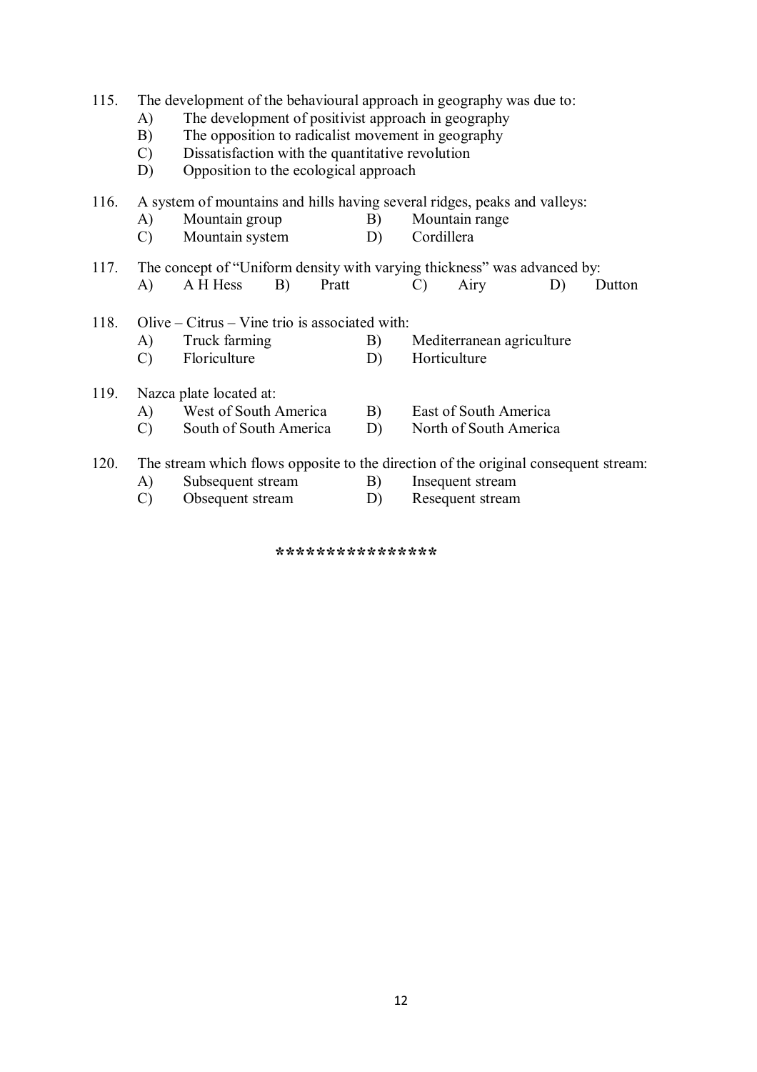115. The development of the behavioural approach in geography was due to:
   A) The development of positivist approach in geography
   B) The opposition to radicalist movement in geography
   C) Dissatisfaction with the quantitative revolution
   D) Opposition to the ecological approach

116. A system of mountains and hills having several ridges, peaks and valleys:
   A) Mountain group
   B) Mountain range
   C) Mountain system
   D) Cordillera

117. The concept of "Uniform density with varying thickness" was advanced by:
   A) A H Hess
   B) Pratt
   C) Airy
   D) Dutton

118. Olive – Citrus – Vine trio is associated with:
   A) Truck farming
   B) Mediterranean agriculture
   C) Floriculture
   D) Horticulture

119. Nazca plate located at:
   A) West of South America
   B) East of South America
   C) South of South America
   D) North of South America

120. The stream which flows opposite to the direction of the original consequent stream:
   A) Subsequent stream
   B) Insequent stream
   C) Obsequent stream
   D) Resequent stream

***************